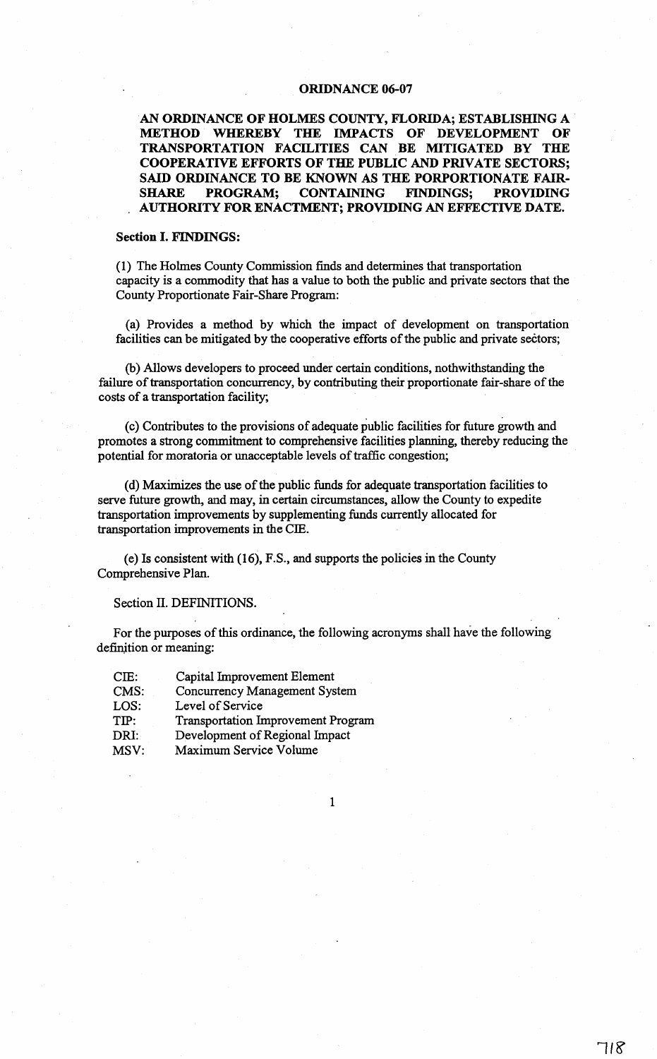# ORIDNANCE 06-07

**AN ORDINANCE OF HOLMES COUNTY, FLORIDA; ESTABLISHING A METHOD WHEREBY THE IMPACTS OF DEVELOPMENT OF TRANSPORTATION FACILITIES CAN BE MITIGATED BY THE COOPERATIVE EFFORTS OF THE PUBLIC AND PRIVATE SECTORS; SAID ORDINANCE TO BE KNOWN AS THE PORPORTIONATE FAIR-SHARE PROGRAM; CONTAINING FINDINGS; PROVIDING AUTHORITY FOR ENACTMENT; PROVIDING AN EFFECTIVE DATE.**

## Section I. FINDINGS:

(1) The Holmes County Commission finds and determines that transportation capacity is a commodity that has a value to both the public and private sectors that the County Proportionate Fair-Share Program:

(a) Provides a method by which the impact of development on transportation facilities can be mitigated by the cooperative efforts of the public and private sectors;

(b) Allows developers to proceed under certain conditions, nothwithstanding the failure of transportation concurrency, by contributing their proportionate fair-share of the costs of a transportation facility;

(c) Contributes to the provisions of adequate public facilities for future growth and promotes a strong commitment to comprehensive facilities planning, thereby reducing the potential for moratoria or unacceptable levels of traffic congestion;

(d) Maximizes the use of the public funds for adequate transportation facilities to serve future growth, and may, in certain circumstances, allow the County to expedite transportation improvements by supplementing funds currently allocated for transportation improvements in the CIE.

(e) Is consistent with (16), F.S., and supports the policies in the County Comprehensive Plan.

## Section II. DEFINITIONS.

For the purposes of this ordinance, the following acronyms shall have the following definition or meaning:

| | |
|---|---|
| CIE: | Capital Improvement Element |
| CMS: | Concurrency Management System |
| LOS: | Level of Service |
| TIP: | Transportation Improvement Program |
| DRI: | Development of Regional Impact |
| MSV: | Maximum Service Volume |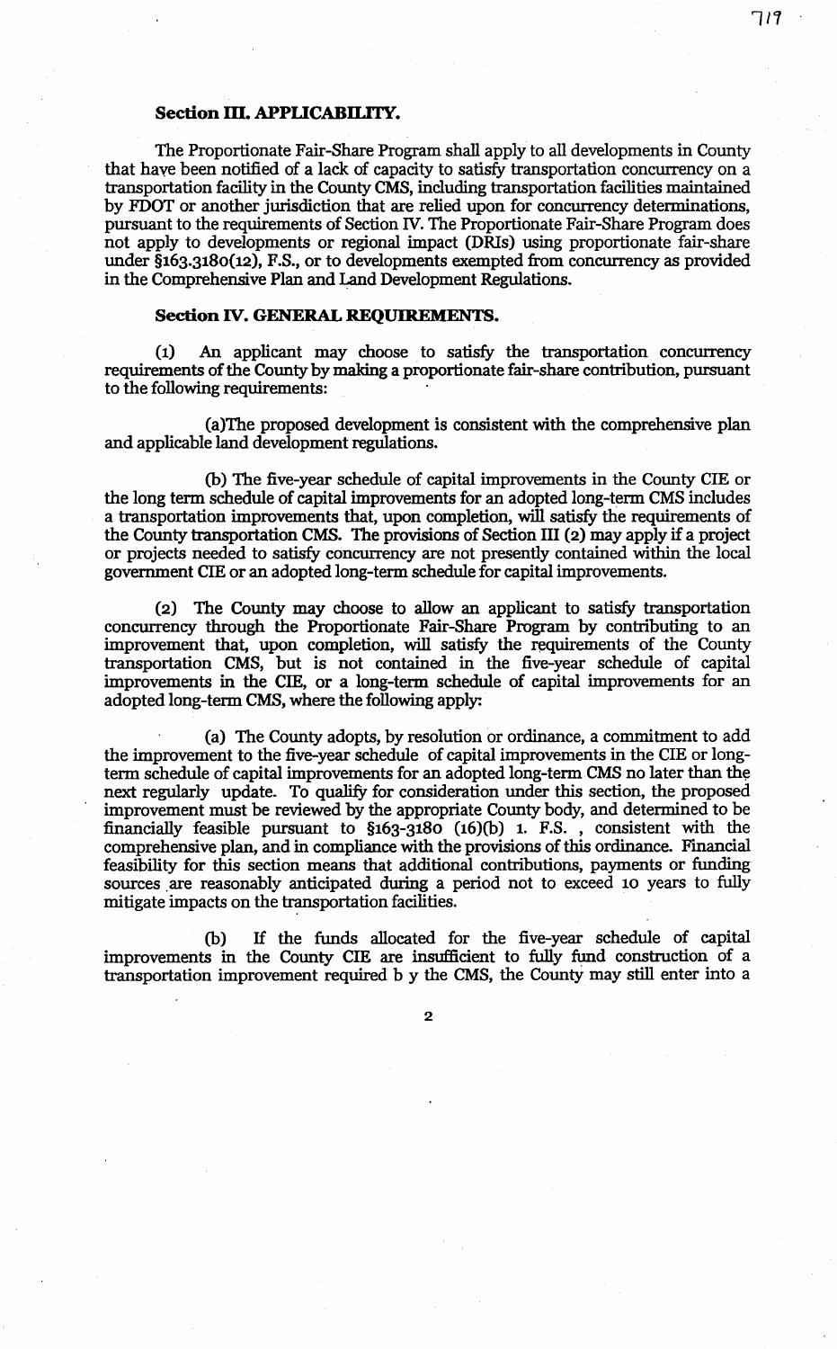**Section III. APPLICABILITY.**

The Proportionate Fair-Share Program shall apply to all developments in County that have been notified of a lack of capacity to satisfy transportation concurrency on a transportation facility in the County CMS, including transportation facilities maintained by FDOT or another jurisdiction that are relied upon for concurrency determinations, pursuant to the requirements of Section IV. The Proportionate Fair-Share Program does not apply to developments or regional impact (DRIs) using proportionate fair-share under §163.3180(12), F.S., or to developments exempted from concurrency as provided in the Comprehensive Plan and Land Development Regulations.

**Section IV. GENERAL REQUIREMENTS.**

(1) An applicant may choose to satisfy the transportation concurrency requirements of the County by making a proportionate fair-share contribution, pursuant to the following requirements:

(a)The proposed development is consistent with the comprehensive plan and applicable land development regulations.

(b) The five-year schedule of capital improvements in the County CIE or the long term schedule of capital improvements for an adopted long-term CMS includes a transportation improvements that, upon completion, will satisfy the requirements of the County transportation CMS. The provisions of Section III (2) may apply if a project or projects needed to satisfy concurrency are not presently contained within the local government CIE or an adopted long-term schedule for capital improvements.

(2) The County may choose to allow an applicant to satisfy transportation concurrency through the Proportionate Fair-Share Program by contributing to an improvement that, upon completion, will satisfy the requirements of the County transportation CMS, but is not contained in the five-year schedule of capital improvements in the CIE, or a long-term schedule of capital improvements for an adopted long-term CMS, where the following apply:

(a) The County adopts, by resolution or ordinance, a commitment to add the improvement to the five-year schedule of capital improvements in the CIE or long-term schedule of capital improvements for an adopted long-term CMS no later than the next regularly update. To qualify for consideration under this section, the proposed improvement must be reviewed by the appropriate County body, and determined to be financially feasible pursuant to §163-3180 (16)(b) 1. F.S. , consistent with the comprehensive plan, and in compliance with the provisions of this ordinance. Financial feasibility for this section means that additional contributions, payments or funding sources are reasonably anticipated during a period not to exceed 10 years to fully mitigate impacts on the transportation facilities.

(b) If the funds allocated for the five-year schedule of capital improvements in the County CIE are insufficient to fully fund construction of a transportation improvement required b y the CMS, the County may still enter into a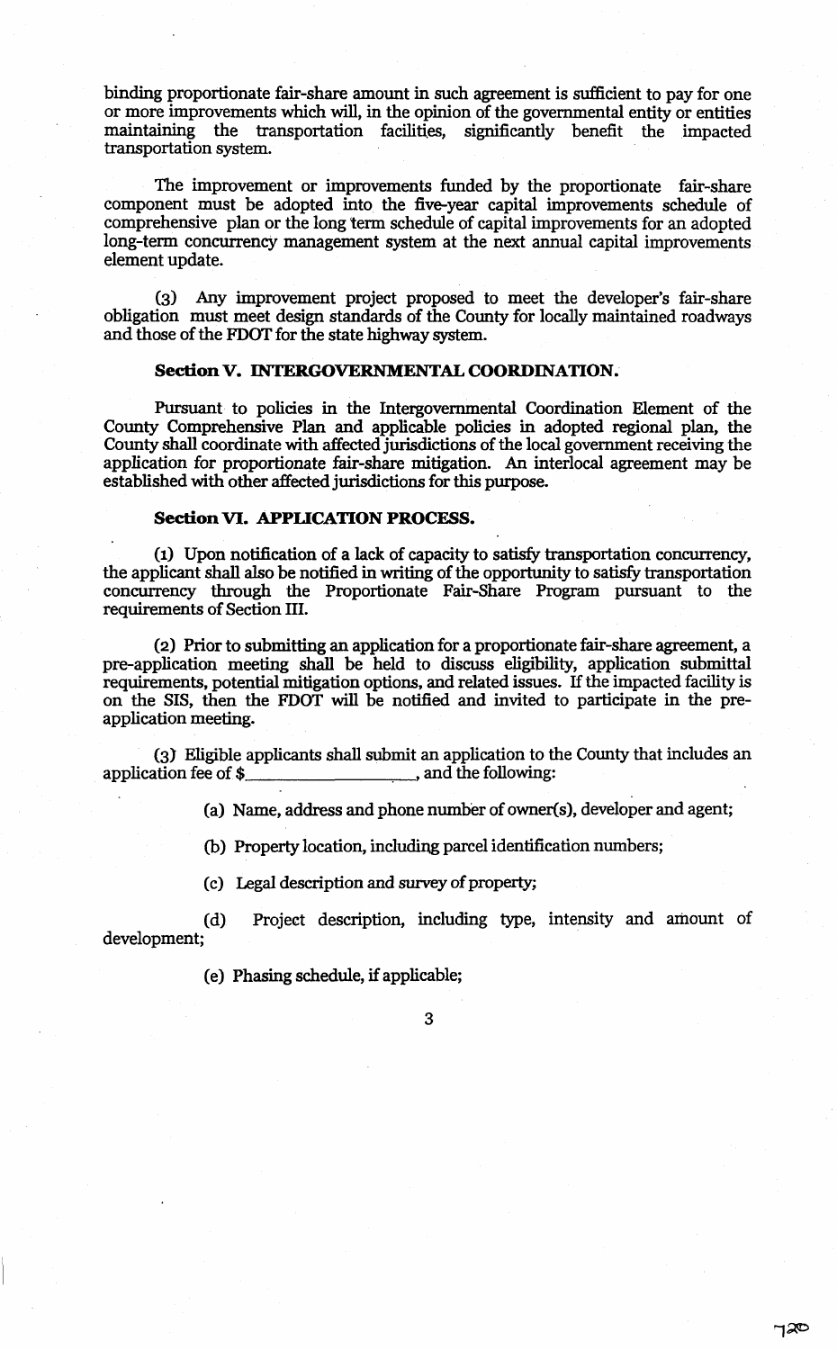binding proportionate fair-share amount in such agreement is sufficient to pay for one or more improvements which will, in the opinion of the governmental entity or entities maintaining the transportation facilities, significantly benefit the impacted transportation system.

The improvement or improvements funded by the proportionate fair-share component must be adopted into the five-year capital improvements schedule of comprehensive plan or the long term schedule of capital improvements for an adopted long-term concurrency management system at the next annual capital improvements element update.

(3) Any improvement project proposed to meet the developer's fair-share obligation must meet design standards of the County for locally maintained roadways and those of the FDOT for the state highway system.

### Section V. INTERGOVERNMENTAL COORDINATION.

Pursuant to policies in the Intergovernmental Coordination Element of the County Comprehensive Plan and applicable policies in adopted regional plan, the County shall coordinate with affected jurisdictions of the local government receiving the application for proportionate fair-share mitigation. An interlocal agreement may be established with other affected jurisdictions for this purpose.

### Section VI. APPLICATION PROCESS.

(1) Upon notification of a lack of capacity to satisfy transportation concurrency, the applicant shall also be notified in writing of the opportunity to satisfy transportation concurrency through the Proportionate Fair-Share Program pursuant to the requirements of Section III.

(2) Prior to submitting an application for a proportionate fair-share agreement, a pre-application meeting shall be held to discuss eligibility, application submittal requirements, potential mitigation options, and related issues. If the impacted facility is on the SIS, then the FDOT will be notified and invited to participate in the pre-application meeting.

(3) Eligible applicants shall submit an application to the County that includes an application fee of $__________________, and the following:

(a) Name, address and phone number of owner(s), developer and agent;

(b) Property location, including parcel identification numbers;

(c) Legal description and survey of property;

(d) Project description, including type, intensity and amount of development;

(e) Phasing schedule, if applicable;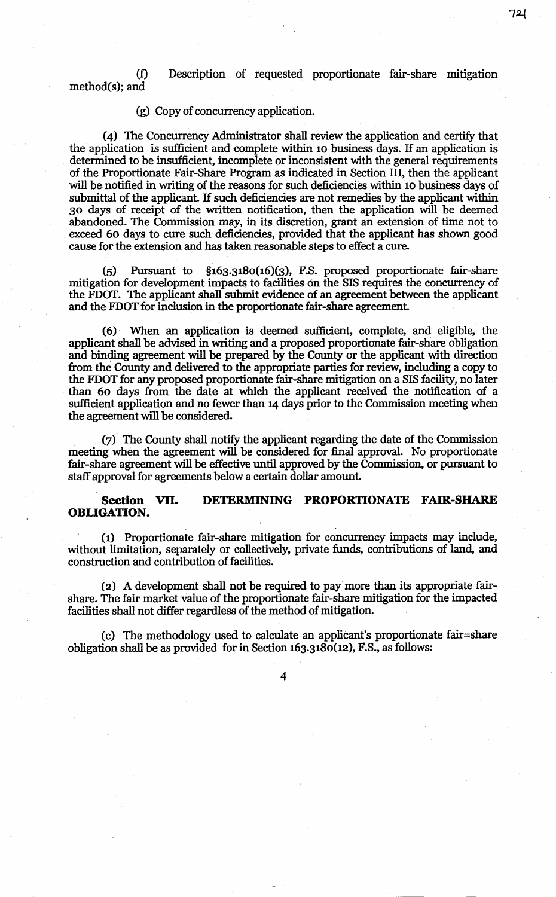(f) Description of requested proportionate fair-share mitigation method(s); and

(g) Copy of concurrency application.

(4) The Concurrency Administrator shall review the application and certify that the application is sufficient and complete within 10 business days. If an application is determined to be insufficient, incomplete or inconsistent with the general requirements of the Proportionate Fair-Share Program as indicated in Section III, then the applicant will be notified in writing of the reasons for such deficiencies within 10 business days of submittal of the applicant. If such deficiencies are not remedies by the applicant within 30 days of receipt of the written notification, then the application will be deemed abandoned. The Commission may, in its discretion, grant an extension of time not to exceed 60 days to cure such deficiencies, provided that the applicant has shown good cause for the extension and has taken reasonable steps to effect a cure.

(5) Pursuant to §163.3180(16)(3), F.S. proposed proportionate fair-share mitigation for development impacts to facilities on the SIS requires the concurrency of the FDOT. The applicant shall submit evidence of an agreement between the applicant and the FDOT for inclusion in the proportionate fair-share agreement.

(6) When an application is deemed sufficient, complete, and eligible, the applicant shall be advised in writing and a proposed proportionate fair-share obligation and binding agreement will be prepared by the County or the applicant with direction from the County and delivered to the appropriate parties for review, including a copy to the FDOT for any proposed proportionate fair-share mitigation on a SIS facility, no later than 60 days from the date at which the applicant received the notification of a sufficient application and no fewer than 14 days prior to the Commission meeting when the agreement will be considered.

(7) The County shall notify the applicant regarding the date of the Commission meeting when the agreement will be considered for final approval. No proportionate fair-share agreement will be effective until approved by the Commission, or pursuant to staff approval for agreements below a certain dollar amount.

## Section VII. DETERMINING PROPORTIONATE FAIR-SHARE OBLIGATION.

(1) Proportionate fair-share mitigation for concurrency impacts may include, without limitation, separately or collectively, private funds, contributions of land, and construction and contribution of facilities.

(2) A development shall not be required to pay more than its appropriate fair-share. The fair market value of the proportionate fair-share mitigation for the impacted facilities shall not differ regardless of the method of mitigation.

(c) The methodology used to calculate an applicant's proportionate fair=share obligation shall be as provided for in Section 163.3180(12), F.S., as follows: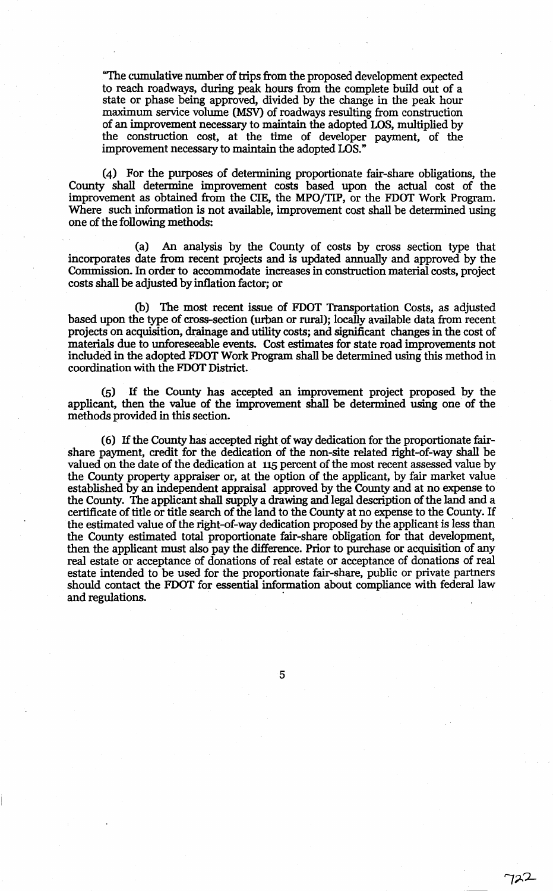"The cumulative number of trips from the proposed development expected to reach roadways, during peak hours from the complete build out of a state or phase being approved, divided by the change in the peak hour maximum service volume (MSV) of roadways resulting from construction of an improvement necessary to maintain the adopted LOS, multiplied by the construction cost, at the time of developer payment, of the improvement necessary to maintain the adopted LOS."

(4) For the purposes of determining proportionate fair-share obligations, the County shall determine improvement costs based upon the actual cost of the improvement as obtained from the CIE, the MPO/TIP, or the FDOT Work Program. Where such information is not available, improvement cost shall be determined using one of the following methods:

(a) An analysis by the County of costs by cross section type that incorporates date from recent projects and is updated annually and approved by the Commission. In order to accommodate increases in construction material costs, project costs shall be adjusted by inflation factor; or

(b) The most recent issue of FDOT Transportation Costs, as adjusted based upon the type of cross-section (urban or rural); locally available data from recent projects on acquisition, drainage and utility costs; and significant changes in the cost of materials due to unforeseeable events. Cost estimates for state road improvements not included in the adopted FDOT Work Program shall be determined using this method in coordination with the FDOT District.

(5) If the County has accepted an improvement project proposed by the applicant, then the value of the improvement shall be determined using one of the methods provided in this section.

(6) If the County has accepted right of way dedication for the proportionate fair-share payment, credit for the dedication of the non-site related right-of-way shall be valued on the date of the dedication at 115 percent of the most recent assessed value by the County property appraiser or, at the option of the applicant, by fair market value established by an independent appraisal approved by the County and at no expense to the County. The applicant shall supply a drawing and legal description of the land and a certificate of title or title search of the land to the County at no expense to the County. If the estimated value of the right-of-way dedication proposed by the applicant is less than the County estimated total proportionate fair-share obligation for that development, then the applicant must also pay the difference. Prior to purchase or acquisition of any real estate or acceptance of donations of real estate or acceptance of donations of real estate intended to be used for the proportionate fair-share, public or private partners should contact the FDOT for essential information about compliance with federal law and regulations.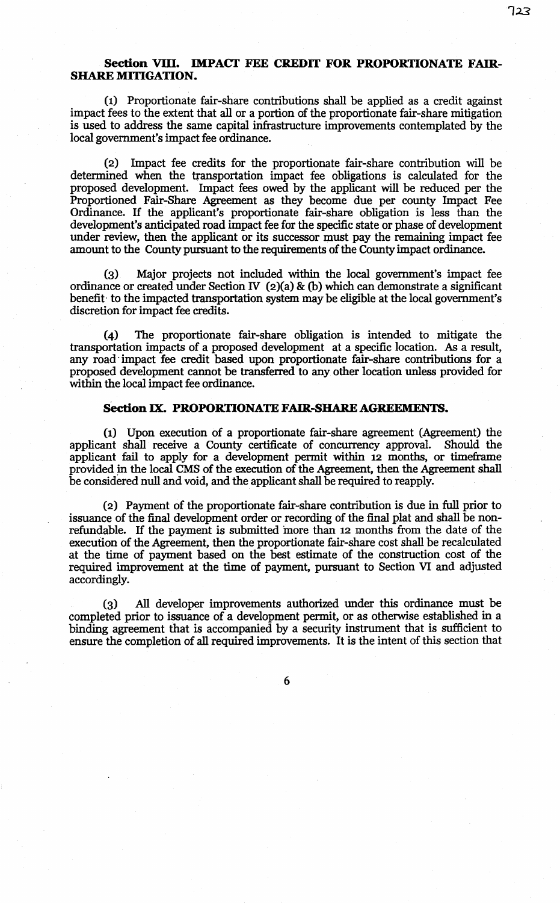### Section VIII. IMPACT FEE CREDIT FOR PROPORTIONATE FAIR-SHARE MITIGATION.

(1) Proportionate fair-share contributions shall be applied as a credit against impact fees to the extent that all or a portion of the proportionate fair-share mitigation is used to address the same capital infrastructure improvements contemplated by the local government's impact fee ordinance.

(2) Impact fee credits for the proportionate fair-share contribution will be determined when the transportation impact fee obligations is calculated for the proposed development. Impact fees owed by the applicant will be reduced per the Proportioned Fair-Share Agreement as they become due per county Impact Fee Ordinance. If the applicant's proportionate fair-share obligation is less than the development's anticipated road impact fee for the specific state or phase of development under review, then the applicant or its successor must pay the remaining impact fee amount to the County pursuant to the requirements of the County impact ordinance.

(3) Major projects not included within the local government's impact fee ordinance or created under Section IV (2)(a) & (b) which can demonstrate a significant benefit to the impacted transportation system may be eligible at the local government's discretion for impact fee credits.

(4) The proportionate fair-share obligation is intended to mitigate the transportation impacts of a proposed development at a specific location. As a result, any road impact fee credit based upon proportionate fair-share contributions for a proposed development cannot be transferred to any other location unless provided for within the local impact fee ordinance.

### Section IX. PROPORTIONATE FAIR-SHARE AGREEMENTS.

(1) Upon execution of a proportionate fair-share agreement (Agreement) the applicant shall receive a County certificate of concurrency approval. Should the applicant fail to apply for a development permit within 12 months, or timeframe provided in the local CMS of the execution of the Agreement, then the Agreement shall be considered null and void, and the applicant shall be required to reapply.

(2) Payment of the proportionate fair-share contribution is due in full prior to issuance of the final development order or recording of the final plat and shall be non-refundable. If the payment is submitted more than 12 months from the date of the execution of the Agreement, then the proportionate fair-share cost shall be recalculated at the time of payment based on the best estimate of the construction cost of the required improvement at the time of payment, pursuant to Section VI and adjusted accordingly.

(3) All developer improvements authorized under this ordinance must be completed prior to issuance of a development permit, or as otherwise established in a binding agreement that is accompanied by a security instrument that is sufficient to ensure the completion of all required improvements. It is the intent of this section that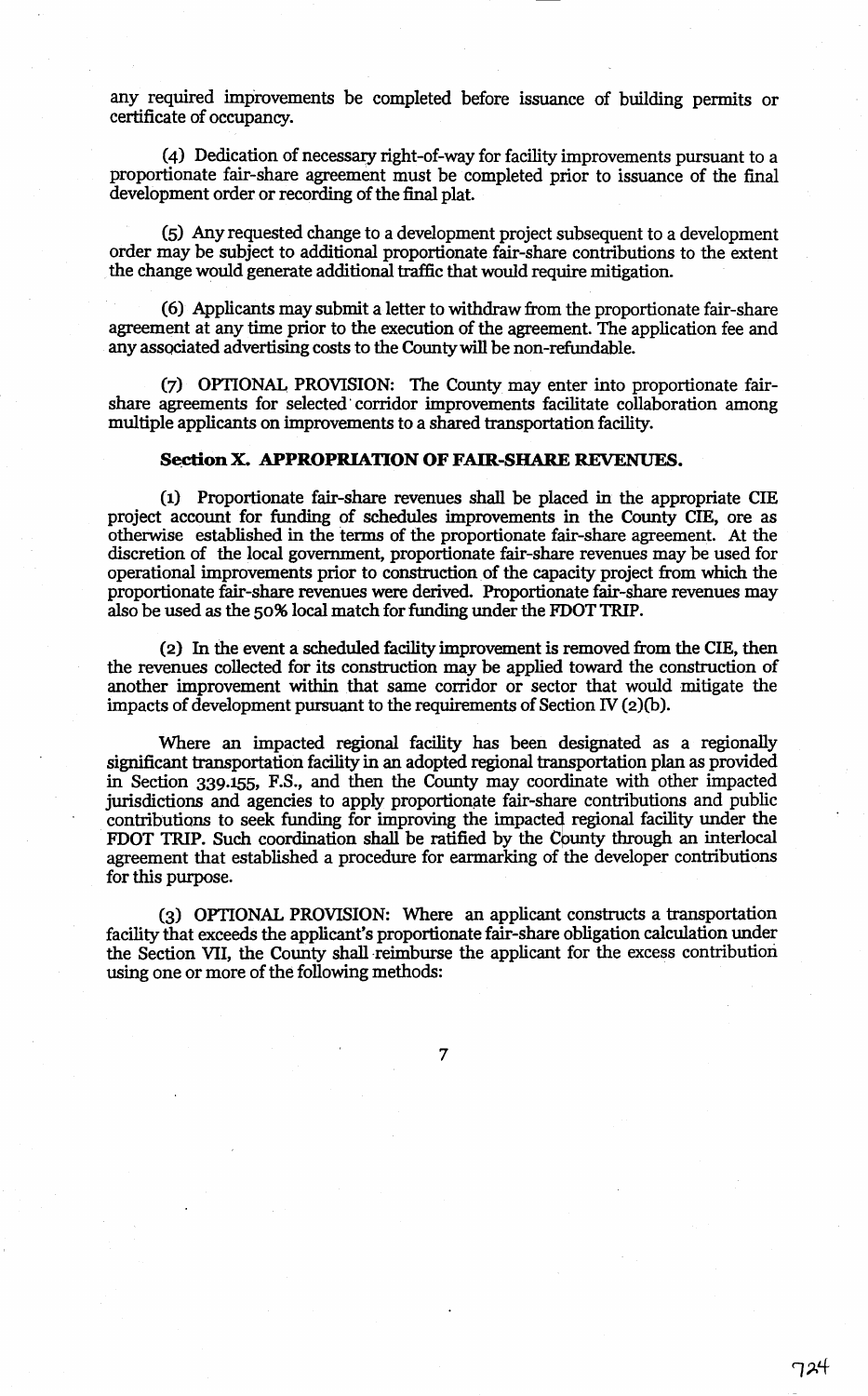any required improvements be completed before issuance of building permits or certificate of occupancy.

(4) Dedication of necessary right-of-way for facility improvements pursuant to a proportionate fair-share agreement must be completed prior to issuance of the final development order or recording of the final plat.

(5) Any requested change to a development project subsequent to a development order may be subject to additional proportionate fair-share contributions to the extent the change would generate additional traffic that would require mitigation.

(6) Applicants may submit a letter to withdraw from the proportionate fair-share agreement at any time prior to the execution of the agreement. The application fee and any associated advertising costs to the County will be non-refundable.

(7) OPTIONAL PROVISION: The County may enter into proportionate fair-share agreements for selected corridor improvements facilitate collaboration among multiple applicants on improvements to a shared transportation facility.

**Section X. APPROPRIATION OF FAIR-SHARE REVENUES.**

(1) Proportionate fair-share revenues shall be placed in the appropriate CIE project account for funding of schedules improvements in the County CIE, ore as otherwise established in the terms of the proportionate fair-share agreement. At the discretion of the local government, proportionate fair-share revenues may be used for operational improvements prior to construction of the capacity project from which the proportionate fair-share revenues were derived. Proportionate fair-share revenues may also be used as the 50% local match for funding under the FDOT TRIP.

(2) In the event a scheduled facility improvement is removed from the CIE, then the revenues collected for its construction may be applied toward the construction of another improvement within that same corridor or sector that would mitigate the impacts of development pursuant to the requirements of Section IV (2)(b).

Where an impacted regional facility has been designated as a regionally significant transportation facility in an adopted regional transportation plan as provided in Section 339.155, F.S., and then the County may coordinate with other impacted jurisdictions and agencies to apply proportionate fair-share contributions and public contributions to seek funding for improving the impacted regional facility under the FDOT TRIP. Such coordination shall be ratified by the County through an interlocal agreement that established a procedure for earmarking of the developer contributions for this purpose.

(3) OPTIONAL PROVISION: Where an applicant constructs a transportation facility that exceeds the applicant's proportionate fair-share obligation calculation under the Section VII, the County shall reimburse the applicant for the excess contribution using one or more of the following methods: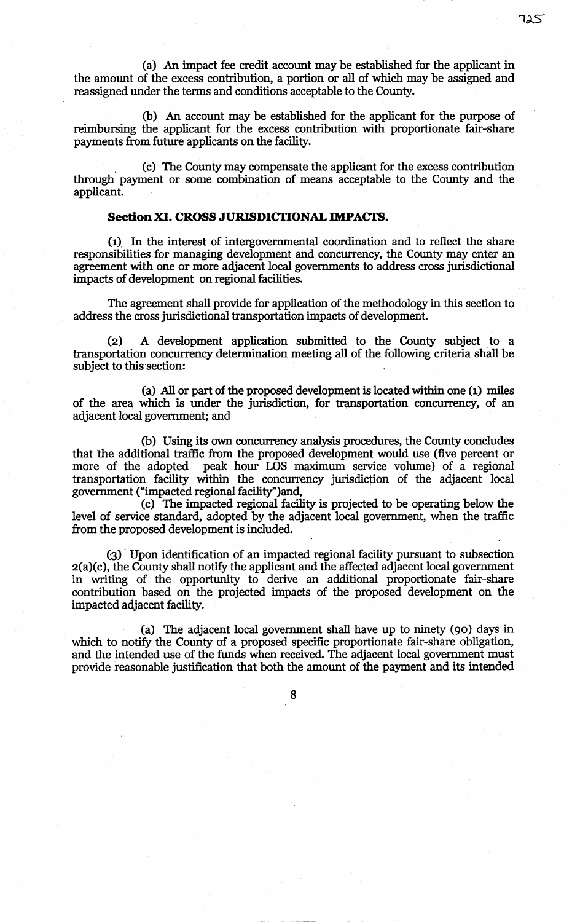(a) An impact fee credit account may be established for the applicant in the amount of the excess contribution, a portion or all of which may be assigned and reassigned under the terms and conditions acceptable to the County.

(b) An account may be established for the applicant for the purpose of reimbursing the applicant for the excess contribution with proportionate fair-share payments from future applicants on the facility.

(c) The County may compensate the applicant for the excess contribution through payment or some combination of means acceptable to the County and the applicant.

**Section XI. CROSS JURISDICTIONAL IMPACTS.**

(1) In the interest of intergovernmental coordination and to reflect the share responsibilities for managing development and concurrency, the County may enter an agreement with one or more adjacent local governments to address cross jurisdictional impacts of development on regional facilities.

The agreement shall provide for application of the methodology in this section to address the cross jurisdictional transportation impacts of development.

(2) A development application submitted to the County subject to a transportation concurrency determination meeting all of the following criteria shall be subject to this section:

(a) All or part of the proposed development is located within one (1) miles of the area which is under the jurisdiction, for transportation concurrency, of an adjacent local government; and

(b) Using its own concurrency analysis procedures, the County concludes that the additional traffic from the proposed development would use (five percent or more of the adopted peak hour LOS maximum service volume) of a regional transportation facility within the concurrency jurisdiction of the adjacent local government ("impacted regional facility")and,

(c) The impacted regional facility is projected to be operating below the level of service standard, adopted by the adjacent local government, when the traffic from the proposed development is included.

(3) Upon identification of an impacted regional facility pursuant to subsection 2(a)(c), the County shall notify the applicant and the affected adjacent local government in writing of the opportunity to derive an additional proportionate fair-share contribution based on the projected impacts of the proposed development on the impacted adjacent facility.

(a) The adjacent local government shall have up to ninety (90) days in which to notify the County of a proposed specific proportionate fair-share obligation, and the intended use of the funds when received. The adjacent local government must provide reasonable justification that both the amount of the payment and its intended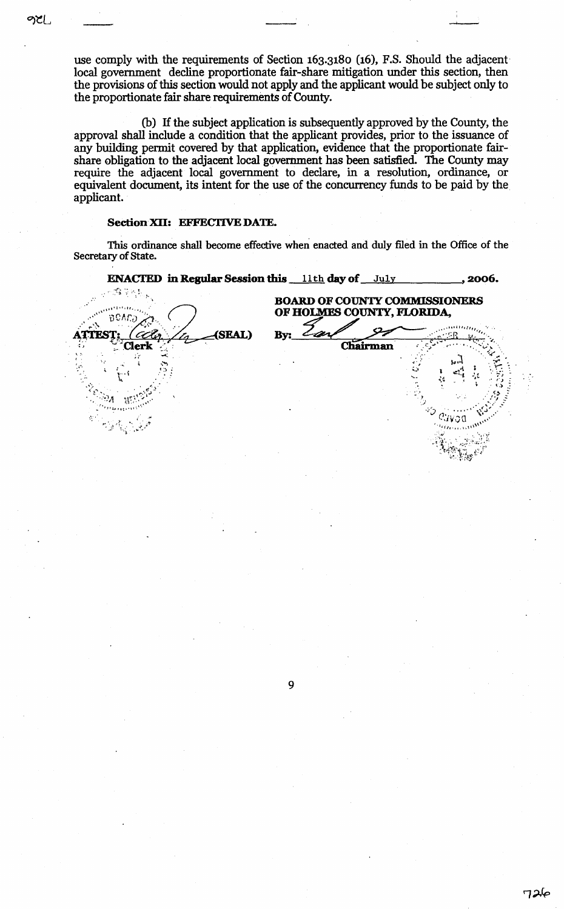use comply with the requirements of Section 163.3180 (16), F.S. Should the adjacent local government decline proportionate fair-share mitigation under this section, then the provisions of this section would not apply and the applicant would be subject only to the proportionate fair share requirements of County.

(b) If the subject application is subsequently approved by the County, the approval shall include a condition that the applicant provides, prior to the issuance of any building permit covered by that application, evidence that the proportionate fair-share obligation to the adjacent local government has been satisfied. The County may require the adjacent local government to declare, in a resolution, ordinance, or equivalent document, its intent for the use of the concurrency funds to be paid by the applicant.

**Section XII: EFFECTIVE DATE.**

This ordinance shall become effective when enacted and duly filed in the Office of the Secretary of State.

**ENACTED in Regular Session this** 11th **day of** July **, 2006.**

**BOARD OF COUNTY COMMISSIONERS OF HOLMES COUNTY, FLORIDA,**

**ATTEST:** ________ **(SEAL)**
**Clerk**

**By:** ________
**Chairman**